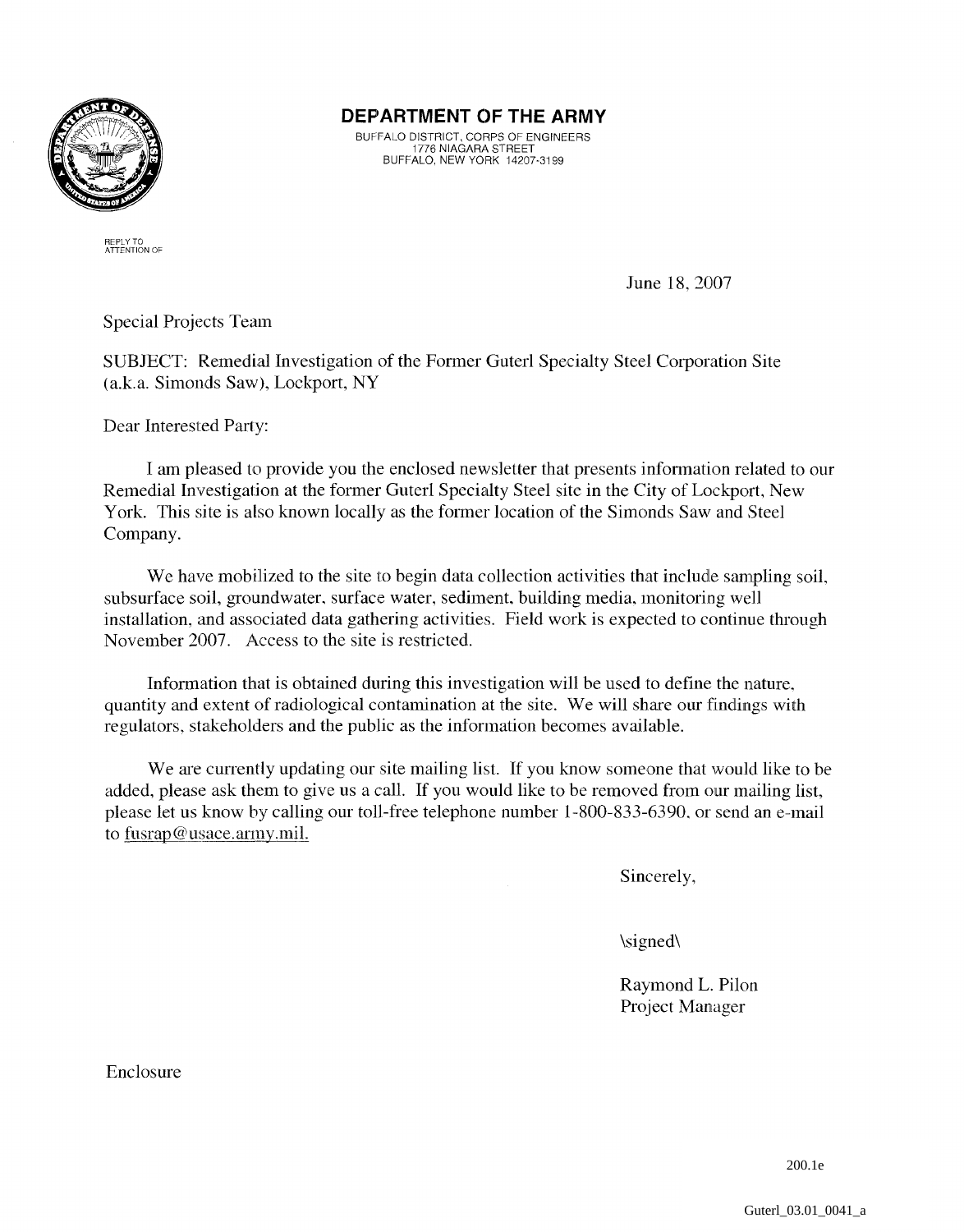# DEPARTMENT OF THE ARMY

BUFFALO DISTRICT, CORPS OF ENGINEERS
1776 NIAGARA STREET
BUFFALO, NEW YORK 14207-3199

REPLY TO
ATTENTION OF

June 18, 2007

Special Projects Team

SUBJECT: Remedial Investigation of the Former Guterl Specialty Steel Corporation Site (a.k.a. Simonds Saw), Lockport, NY

Dear Interested Party:

I am pleased to provide you the enclosed newsletter that presents information related to our Remedial Investigation at the former Guterl Specialty Steel site in the City of Lockport, New York. This site is also known locally as the former location of the Simonds Saw and Steel Company.

We have mobilized to the site to begin data collection activities that include sampling soil, subsurface soil, groundwater, surface water, sediment, building media, monitoring well installation, and associated data gathering activities. Field work is expected to continue through November 2007. Access to the site is restricted.

Information that is obtained during this investigation will be used to define the nature, quantity and extent of radiological contamination at the site. We will share our findings with regulators, stakeholders and the public as the information becomes available.

We are currently updating our site mailing list. If you know someone that would like to be added, please ask them to give us a call. If you would like to be removed from our mailing list, please let us know by calling our toll-free telephone number 1-800-833-6390, or send an e-mail to fusrap@usace.army.mil.

Sincerely,

\signed\

Raymond L. Pilon
Project Manager

Enclosure

200.1e

Guterl_03.01_0041_a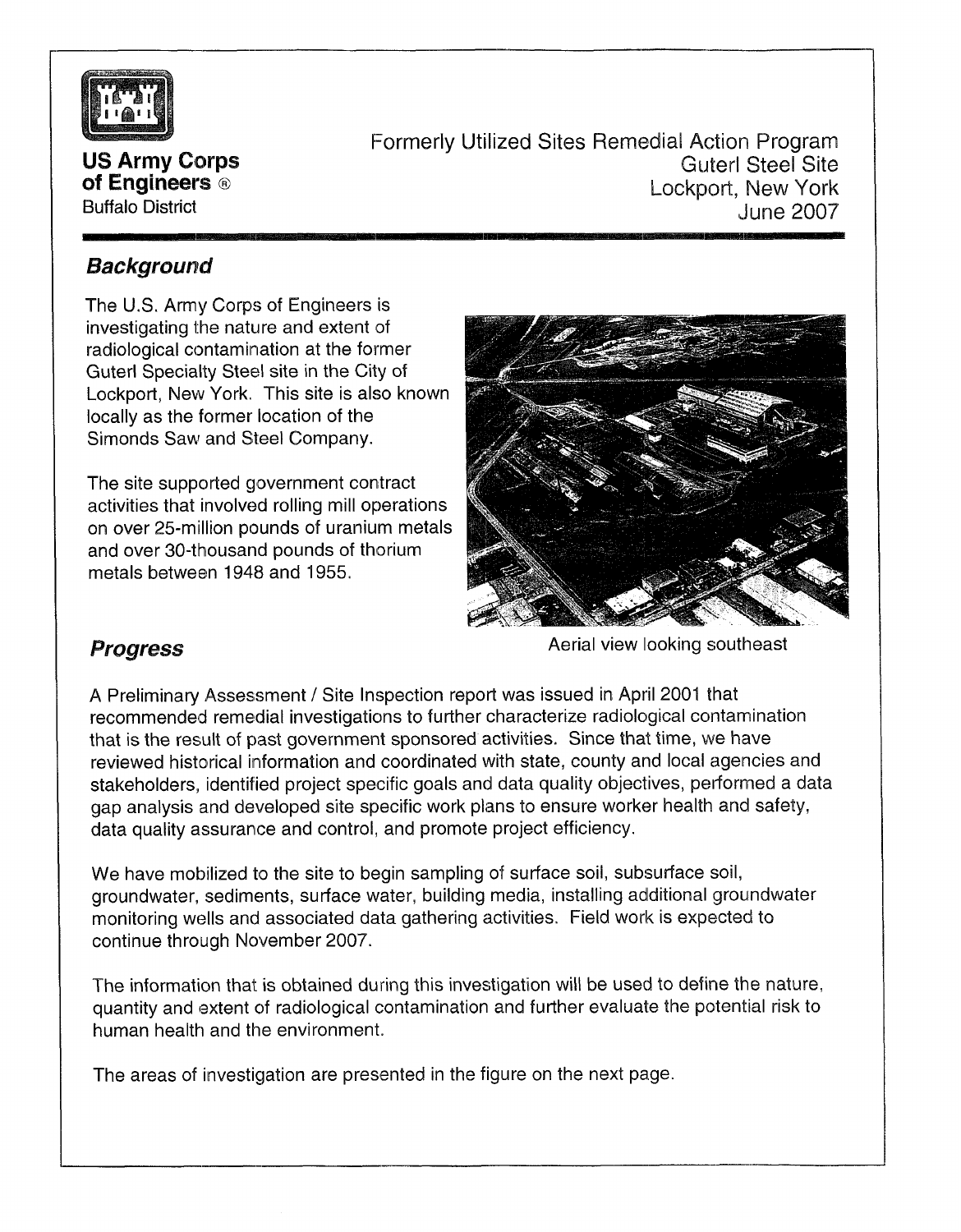**US Army Corps of Engineers** ®
Buffalo District

Formerly Utilized Sites Remedial Action Program
Guterl Steel Site
Lockport, New York
June 2007

## *Background*

The U.S. Army Corps of Engineers is investigating the nature and extent of radiological contamination at the former Guterl Specialty Steel site in the City of Lockport, New York. This site is also known locally as the former location of the Simonds Saw and Steel Company.

The site supported government contract activities that involved rolling mill operations on over 25-million pounds of uranium metals and over 30-thousand pounds of thorium metals between 1948 and 1955.

Aerial view looking southeast

## *Progress*

A Preliminary Assessment / Site Inspection report was issued in April 2001 that recommended remedial investigations to further characterize radiological contamination that is the result of past government sponsored activities. Since that time, we have reviewed historical information and coordinated with state, county and local agencies and stakeholders, identified project specific goals and data quality objectives, performed a data gap analysis and developed site specific work plans to ensure worker health and safety, data quality assurance and control, and promote project efficiency.

We have mobilized to the site to begin sampling of surface soil, subsurface soil, groundwater, sediments, surface water, building media, installing additional groundwater monitoring wells and associated data gathering activities. Field work is expected to continue through November 2007.

The information that is obtained during this investigation will be used to define the nature, quantity and extent of radiological contamination and further evaluate the potential risk to human health and the environment.

The areas of investigation are presented in the figure on the next page.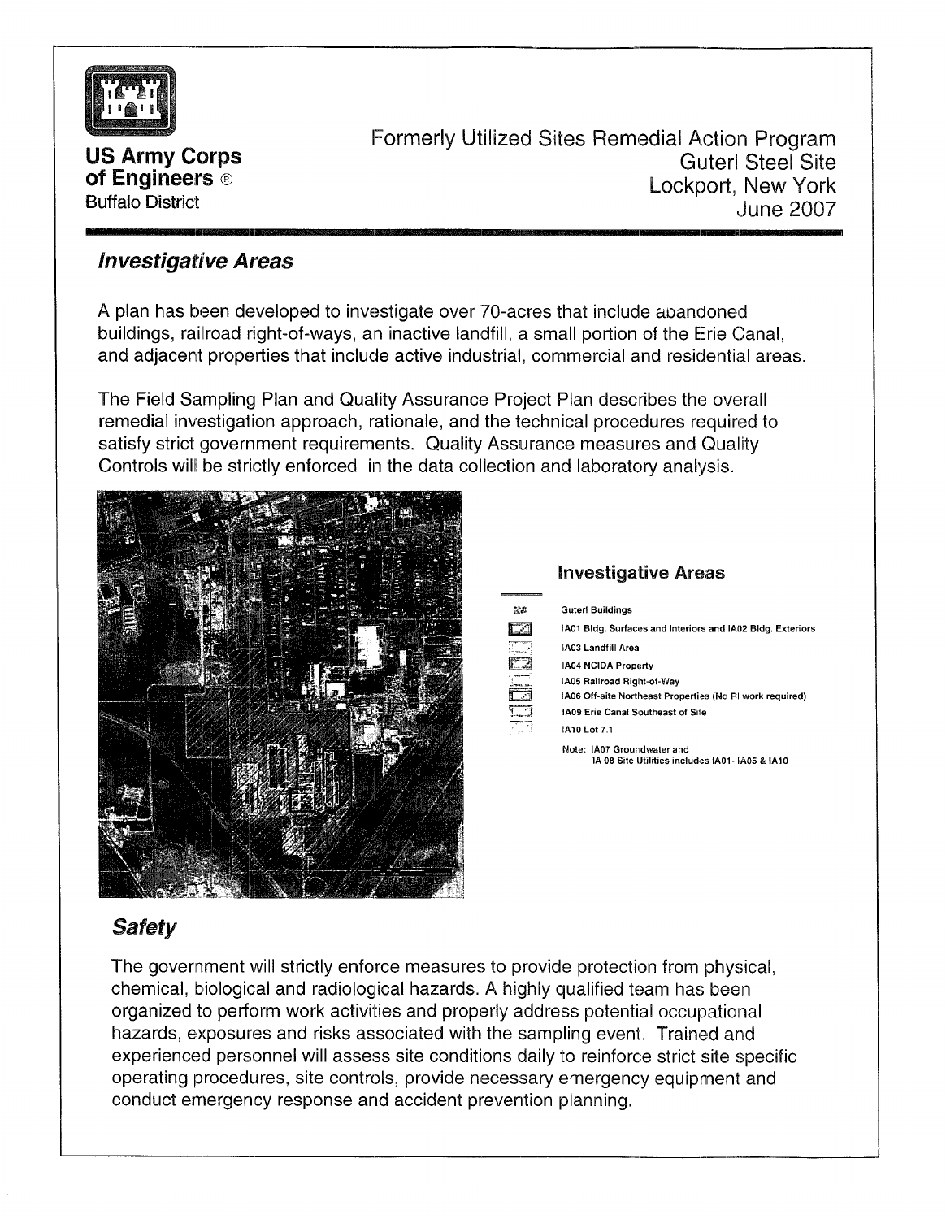US Army Corps of Engineers ®
Buffalo District

Formerly Utilized Sites Remedial Action Program
Guterl Steel Site
Lockport, New York
June 2007

## Investigative Areas

A plan has been developed to investigate over 70-acres that include abandoned buildings, railroad right-of-ways, an inactive landfill, a small portion of the Erie Canal, and adjacent properties that include active industrial, commercial and residential areas.

The Field Sampling Plan and Quality Assurance Project Plan describes the overall remedial investigation approach, rationale, and the technical procedures required to satisfy strict government requirements. Quality Assurance measures and Quality Controls will be strictly enforced in the data collection and laboratory analysis.

**Investigative Areas**

Guterl Buildings
IA01 Bldg. Surfaces and Interiors and IA02 Bldg. Exteriors
IA03 Landfill Area
IA04 NCIDA Property
IA05 Railroad Right-of-Way
IA06 Off-site Northeast Properties (No RI work required)
IA09 Erie Canal Southeast of Site
IA10 Lot 7.1

Note: IA07 Groundwater and IA 08 Site Utilities includes IA01- IA05 & IA10

## Safety

The government will strictly enforce measures to provide protection from physical, chemical, biological and radiological hazards. A highly qualified team has been organized to perform work activities and properly address potential occupational hazards, exposures and risks associated with the sampling event. Trained and experienced personnel will assess site conditions daily to reinforce strict site specific operating procedures, site controls, provide necessary emergency equipment and conduct emergency response and accident prevention planning.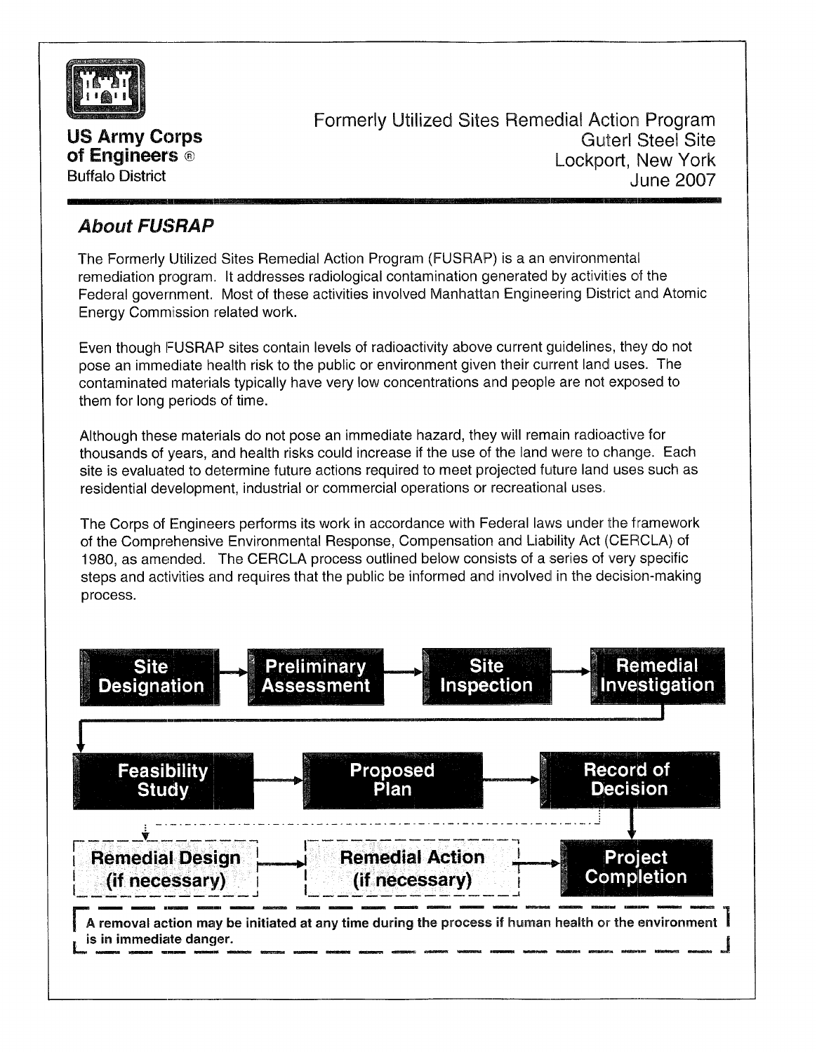**US Army Corps of Engineers** ®
Buffalo District

Formerly Utilized Sites Remedial Action Program
Guterl Steel Site
Lockport, New York
June 2007

## *About FUSRAP*

The Formerly Utilized Sites Remedial Action Program (FUSRAP) is a an environmental remediation program. It addresses radiological contamination generated by activities of the Federal government. Most of these activities involved Manhattan Engineering District and Atomic Energy Commission related work.

Even though FUSRAP sites contain levels of radioactivity above current guidelines, they do not pose an immediate health risk to the public or environment given their current land uses. The contaminated materials typically have very low concentrations and people are not exposed to them for long periods of time.

Although these materials do not pose an immediate hazard, they will remain radioactive for thousands of years, and health risks could increase if the use of the land were to change. Each site is evaluated to determine future actions required to meet projected future land uses such as residential development, industrial or commercial operations or recreational uses.

The Corps of Engineers performs its work in accordance with Federal laws under the framework of the Comprehensive Environmental Response, Compensation and Liability Act (CERCLA) of 1980, as amended. The CERCLA process outlined below consists of a series of very specific steps and activities and requires that the public be informed and involved in the decision-making process.

Site Designation → Preliminary Assessment → Site Inspection → Remedial Investigation → Feasibility Study → Proposed Plan → Record of Decision → Remedial Design (if necessary) → Remedial Action (if necessary) → Project Completion

(Record of Decision → Project Completion)

**A removal action may be initiated at any time during the process if human health or the environment is in immediate danger.**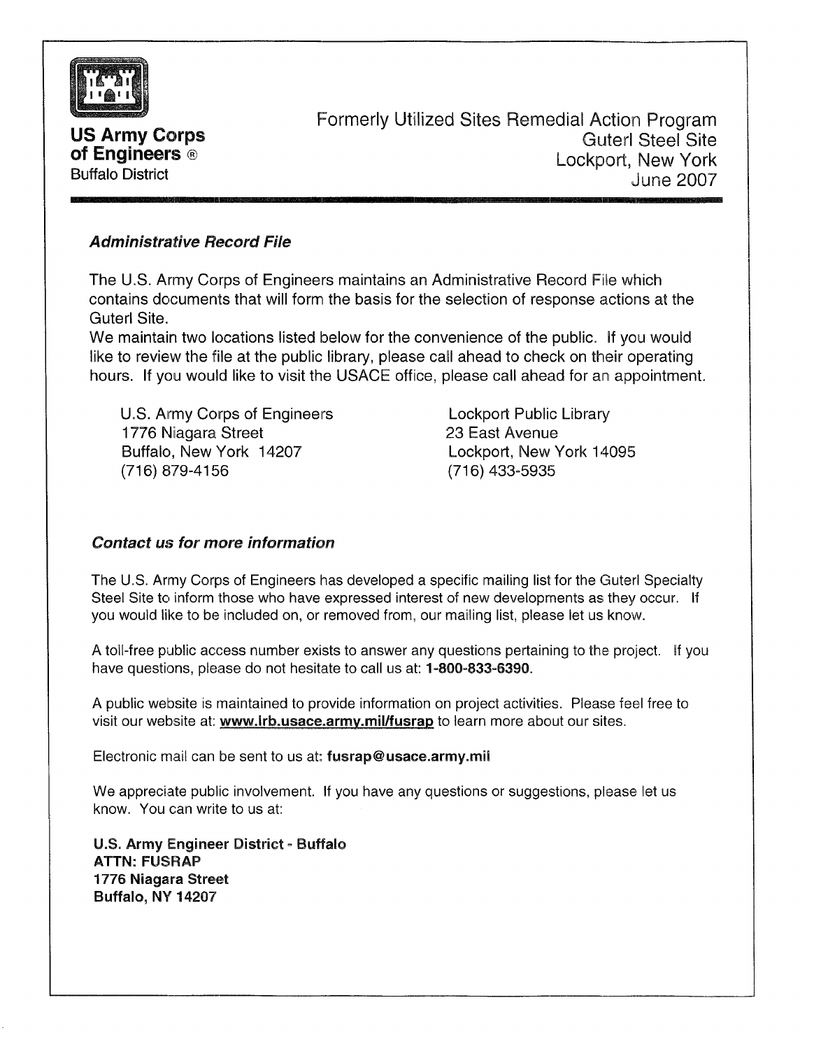**US Army Corps of Engineers ®**
Buffalo District

Formerly Utilized Sites Remedial Action Program
Guterl Steel Site
Lockport, New York
June 2007

### *Administrative Record File*

The U.S. Army Corps of Engineers maintains an Administrative Record File which contains documents that will form the basis for the selection of response actions at the Guterl Site.
We maintain two locations listed below for the convenience of the public. If you would like to review the file at the public library, please call ahead to check on their operating hours. If you would like to visit the USACE office, please call ahead for an appointment.

U.S. Army Corps of Engineers
1776 Niagara Street
Buffalo, New York 14207
(716) 879-4156

Lockport Public Library
23 East Avenue
Lockport, New York 14095
(716) 433-5935

### *Contact us for more information*

The U.S. Army Corps of Engineers has developed a specific mailing list for the Guterl Specialty Steel Site to inform those who have expressed interest of new developments as they occur. If you would like to be included on, or removed from, our mailing list, please let us know.

A toll-free public access number exists to answer any questions pertaining to the project. If you have questions, please do not hesitate to call us at: **1-800-833-6390**.

A public website is maintained to provide information on project activities. Please feel free to visit our website at: **www.lrb.usace.army.mil/fusrap** to learn more about our sites.

Electronic mail can be sent to us at: **fusrap@usace.army.mil**

We appreciate public involvement. If you have any questions or suggestions, please let us know. You can write to us at:

**U.S. Army Engineer District - Buffalo**
**ATTN: FUSRAP**
**1776 Niagara Street**
**Buffalo, NY 14207**